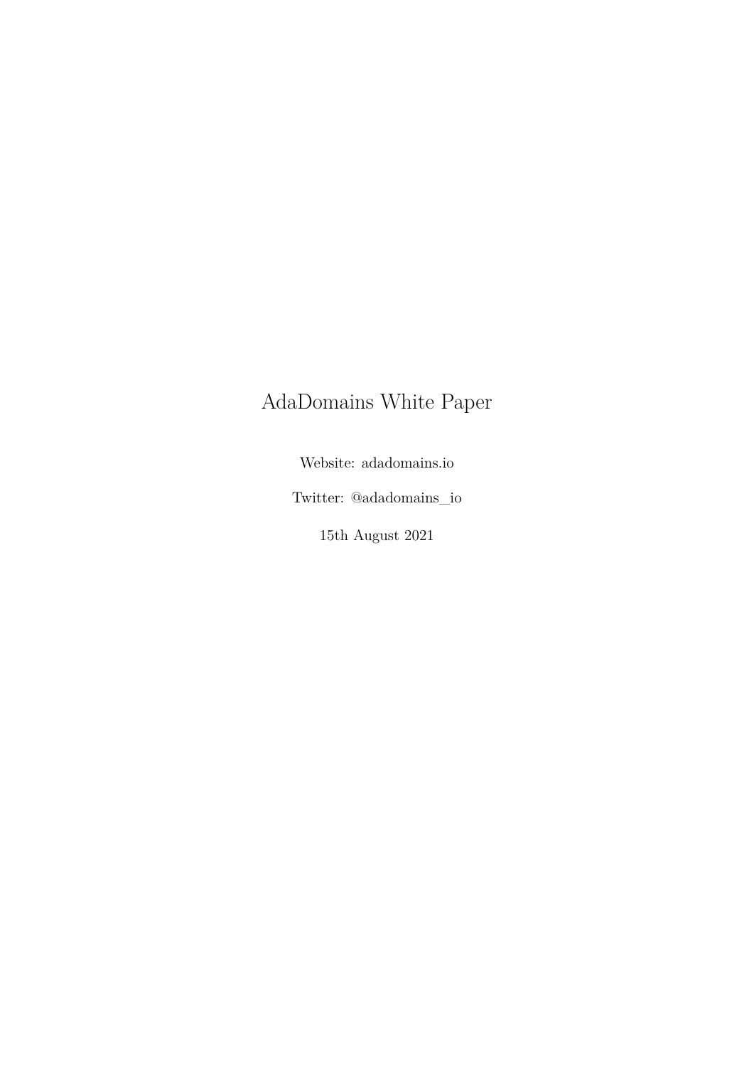# AdaDomains White Paper

Website: adadomains.io

Twitter: @adadomains_io

15th August 2021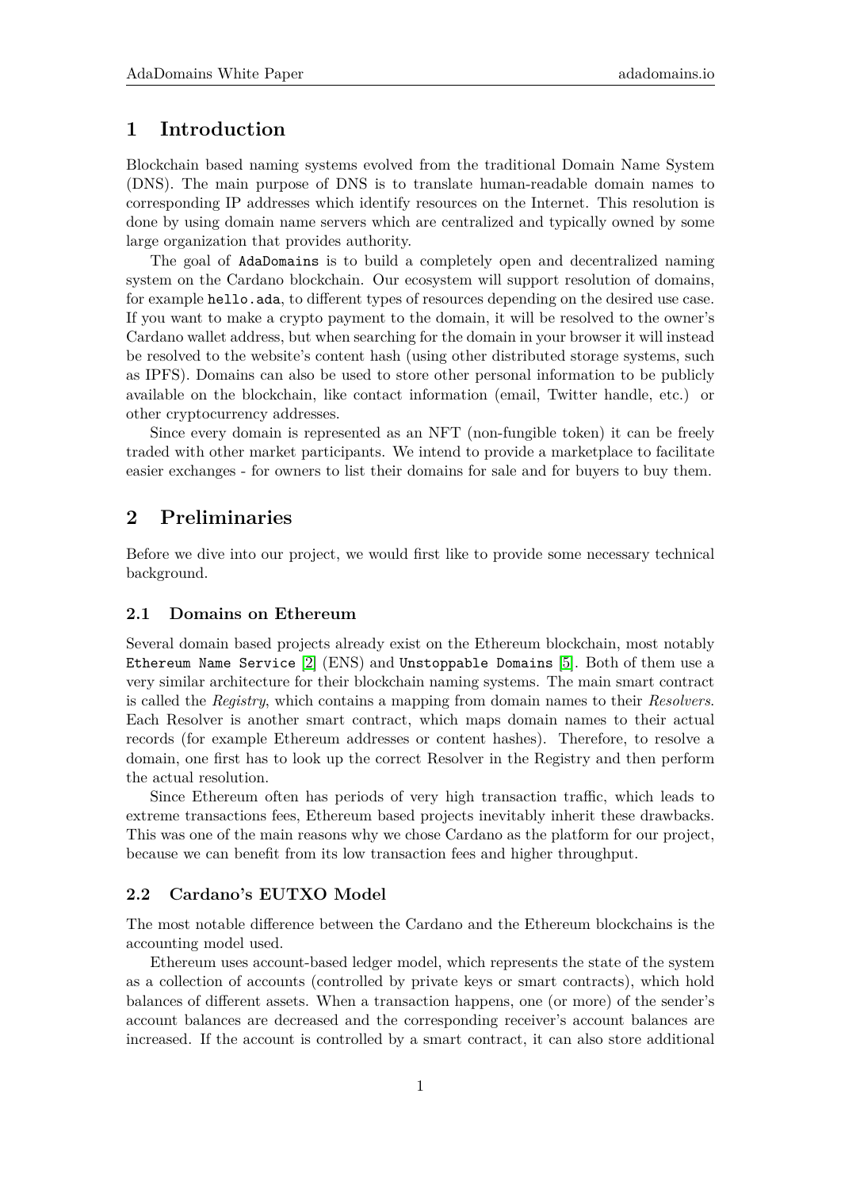# 1 Introduction

Blockchain based naming systems evolved from the traditional Domain Name System (DNS). The main purpose of DNS is to translate human-readable domain names to corresponding IP addresses which identify resources on the Internet. This resolution is done by using domain name servers which are centralized and typically owned by some large organization that provides authority.

The goal of `AdaDomains` is to build a completely open and decentralized naming system on the Cardano blockchain. Our ecosystem will support resolution of domains, for example `hello.ada`, to different types of resources depending on the desired use case. If you want to make a crypto payment to the domain, it will be resolved to the owner's Cardano wallet address, but when searching for the domain in your browser it will instead be resolved to the website's content hash (using other distributed storage systems, such as IPFS). Domains can also be used to store other personal information to be publicly available on the blockchain, like contact information (email, Twitter handle, etc.) or other cryptocurrency addresses.

Since every domain is represented as an NFT (non-fungible token) it can be freely traded with other market participants. We intend to provide a marketplace to facilitate easier exchanges - for owners to list their domains for sale and for buyers to buy them.

# 2 Preliminaries

Before we dive into our project, we would first like to provide some necessary technical background.

## 2.1 Domains on Ethereum

Several domain based projects already exist on the Ethereum blockchain, most notably `Ethereum Name Service` [2] (ENS) and `Unstoppable Domains` [5]. Both of them use a very similar architecture for their blockchain naming systems. The main smart contract is called the *Registry*, which contains a mapping from domain names to their *Resolvers*. Each Resolver is another smart contract, which maps domain names to their actual records (for example Ethereum addresses or content hashes). Therefore, to resolve a domain, one first has to look up the correct Resolver in the Registry and then perform the actual resolution.

Since Ethereum often has periods of very high transaction traffic, which leads to extreme transactions fees, Ethereum based projects inevitably inherit these drawbacks. This was one of the main reasons why we chose Cardano as the platform for our project, because we can benefit from its low transaction fees and higher throughput.

## 2.2 Cardano's EUTXO Model

The most notable difference between the Cardano and the Ethereum blockchains is the accounting model used.

Ethereum uses account-based ledger model, which represents the state of the system as a collection of accounts (controlled by private keys or smart contracts), which hold balances of different assets. When a transaction happens, one (or more) of the sender's account balances are decreased and the corresponding receiver's account balances are increased. If the account is controlled by a smart contract, it can also store additional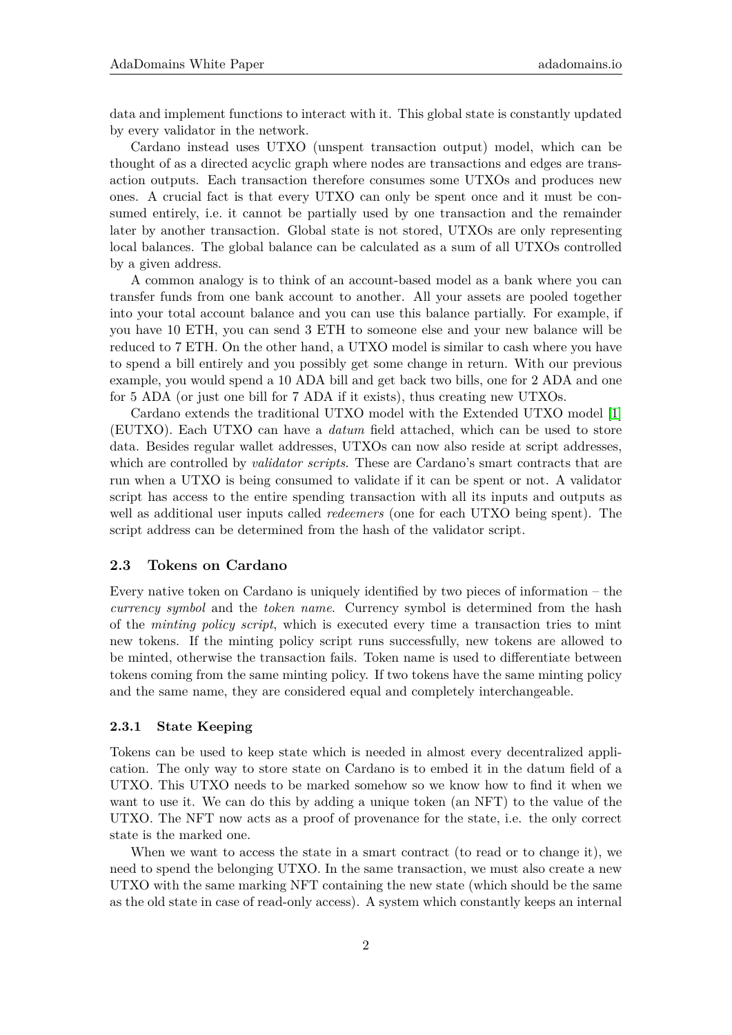data and implement functions to interact with it. This global state is constantly updated by every validator in the network.

Cardano instead uses UTXO (unspent transaction output) model, which can be thought of as a directed acyclic graph where nodes are transactions and edges are transaction outputs. Each transaction therefore consumes some UTXOs and produces new ones. A crucial fact is that every UTXO can only be spent once and it must be consumed entirely, i.e. it cannot be partially used by one transaction and the remainder later by another transaction. Global state is not stored, UTXOs are only representing local balances. The global balance can be calculated as a sum of all UTXOs controlled by a given address.

A common analogy is to think of an account-based model as a bank where you can transfer funds from one bank account to another. All your assets are pooled together into your total account balance and you can use this balance partially. For example, if you have 10 ETH, you can send 3 ETH to someone else and your new balance will be reduced to 7 ETH. On the other hand, a UTXO model is similar to cash where you have to spend a bill entirely and you possibly get some change in return. With our previous example, you would spend a 10 ADA bill and get back two bills, one for 2 ADA and one for 5 ADA (or just one bill for 7 ADA if it exists), thus creating new UTXOs.

Cardano extends the traditional UTXO model with the Extended UTXO model [1] (EUTXO). Each UTXO can have a *datum* field attached, which can be used to store data. Besides regular wallet addresses, UTXOs can now also reside at script addresses, which are controlled by *validator scripts*. These are Cardano's smart contracts that are run when a UTXO is being consumed to validate if it can be spent or not. A validator script has access to the entire spending transaction with all its inputs and outputs as well as additional user inputs called *redeemers* (one for each UTXO being spent). The script address can be determined from the hash of the validator script.

### 2.3 Tokens on Cardano

Every native token on Cardano is uniquely identified by two pieces of information – the *currency symbol* and the *token name*. Currency symbol is determined from the hash of the *minting policy script*, which is executed every time a transaction tries to mint new tokens. If the minting policy script runs successfully, new tokens are allowed to be minted, otherwise the transaction fails. Token name is used to differentiate between tokens coming from the same minting policy. If two tokens have the same minting policy and the same name, they are considered equal and completely interchangeable.

#### 2.3.1 State Keeping

Tokens can be used to keep state which is needed in almost every decentralized application. The only way to store state on Cardano is to embed it in the datum field of a UTXO. This UTXO needs to be marked somehow so we know how to find it when we want to use it. We can do this by adding a unique token (an NFT) to the value of the UTXO. The NFT now acts as a proof of provenance for the state, i.e. the only correct state is the marked one.

When we want to access the state in a smart contract (to read or to change it), we need to spend the belonging UTXO. In the same transaction, we must also create a new UTXO with the same marking NFT containing the new state (which should be the same as the old state in case of read-only access). A system which constantly keeps an internal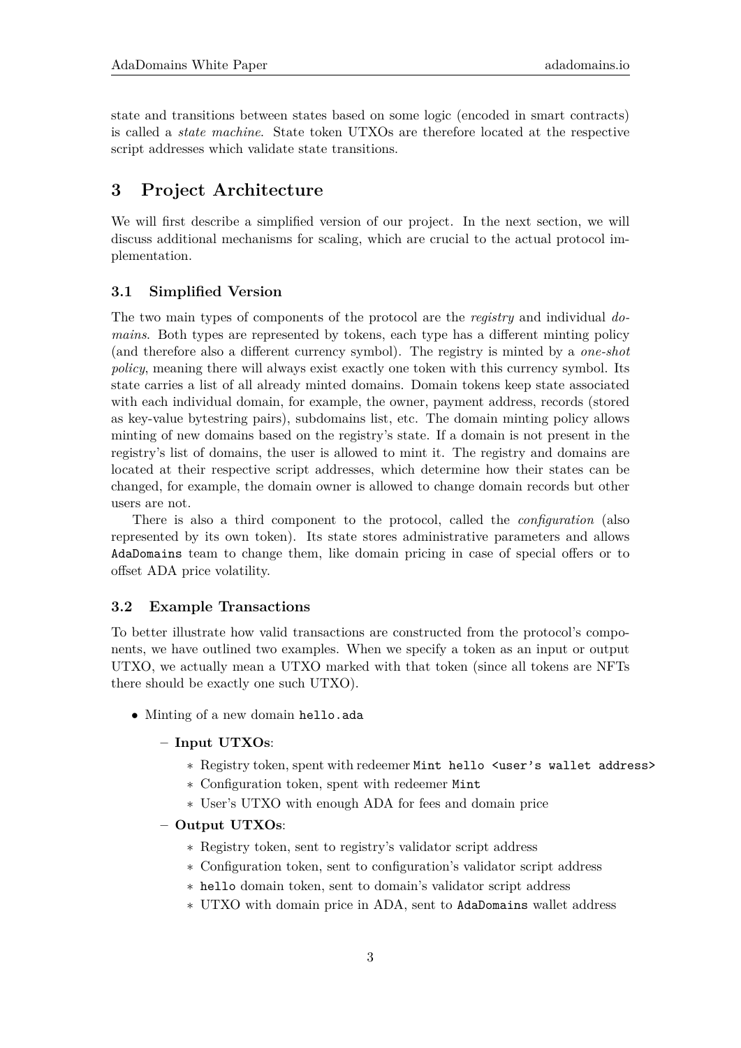state and transitions between states based on some logic (encoded in smart contracts) is called a *state machine*. State token UTXOs are therefore located at the respective script addresses which validate state transitions.

# 3 Project Architecture

We will first describe a simplified version of our project. In the next section, we will discuss additional mechanisms for scaling, which are crucial to the actual protocol implementation.

## 3.1 Simplified Version

The two main types of components of the protocol are the *registry* and individual *domains*. Both types are represented by tokens, each type has a different minting policy (and therefore also a different currency symbol). The registry is minted by a *one-shot policy*, meaning there will always exist exactly one token with this currency symbol. Its state carries a list of all already minted domains. Domain tokens keep state associated with each individual domain, for example, the owner, payment address, records (stored as key-value bytestring pairs), subdomains list, etc. The domain minting policy allows minting of new domains based on the registry's state. If a domain is not present in the registry's list of domains, the user is allowed to mint it. The registry and domains are located at their respective script addresses, which determine how their states can be changed, for example, the domain owner is allowed to change domain records but other users are not.

There is also a third component to the protocol, called the *configuration* (also represented by its own token). Its state stores administrative parameters and allows `AdaDomains` team to change them, like domain pricing in case of special offers or to offset ADA price volatility.

## 3.2 Example Transactions

To better illustrate how valid transactions are constructed from the protocol's components, we have outlined two examples. When we specify a token as an input or output UTXO, we actually mean a UTXO marked with that token (since all tokens are NFTs there should be exactly one such UTXO).

- Minting of a new domain `hello.ada`
  - **Input UTXOs**:
    - Registry token, spent with redeemer `Mint hello <user's wallet address>`
    - Configuration token, spent with redeemer `Mint`
    - User's UTXO with enough ADA for fees and domain price
  - **Output UTXOs**:
    - Registry token, sent to registry's validator script address
    - Configuration token, sent to configuration's validator script address
    - `hello` domain token, sent to domain's validator script address
    - UTXO with domain price in ADA, sent to `AdaDomains` wallet address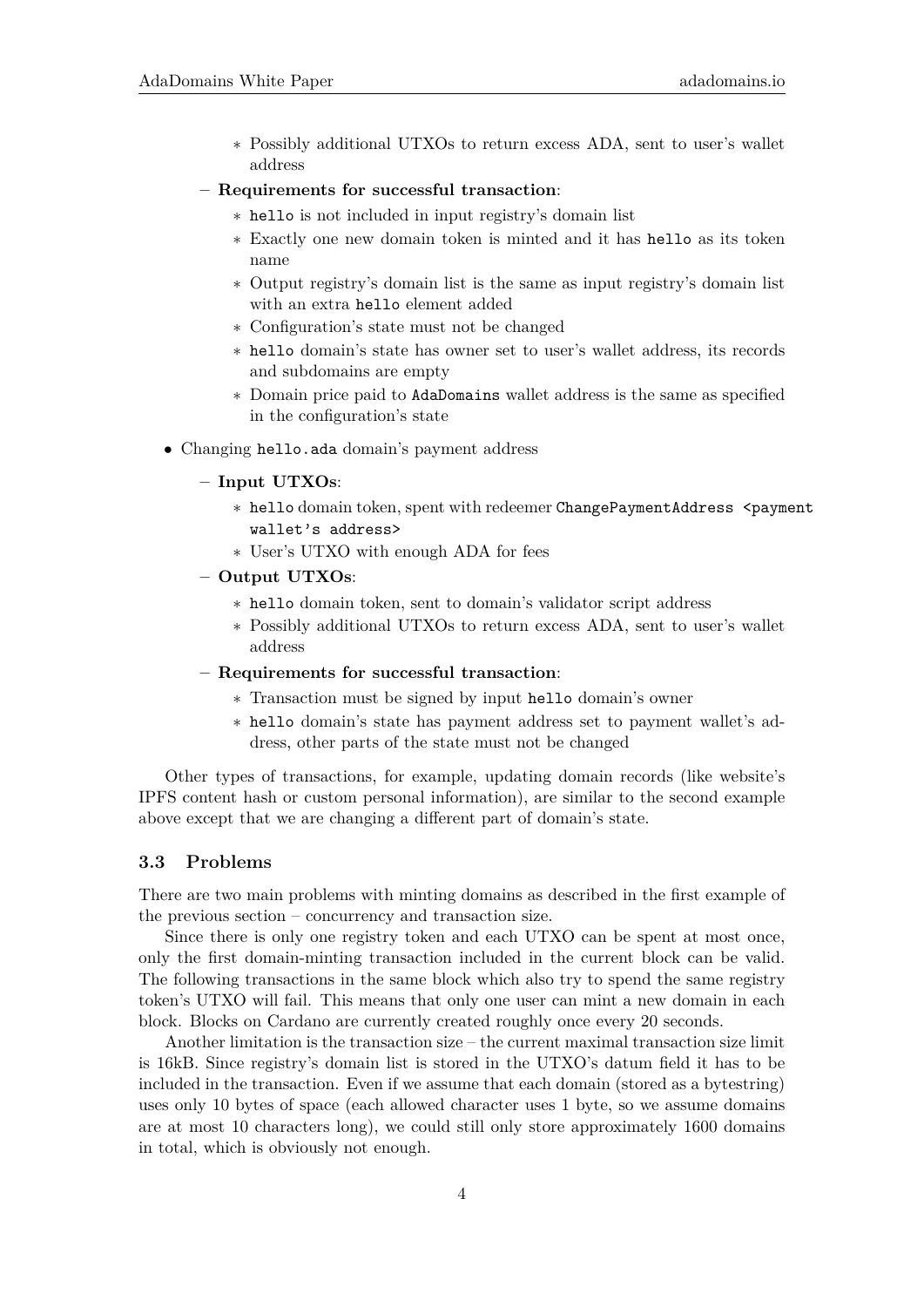- Possibly additional UTXOs to return excess ADA, sent to user's wallet address
  - **Requirements for successful transaction**:
    - `hello` is not included in input registry's domain list
    - Exactly one new domain token is minted and it has `hello` as its token name
    - Output registry's domain list is the same as input registry's domain list with an extra `hello` element added
    - Configuration's state must not be changed
    - `hello` domain's state has owner set to user's wallet address, its records and subdomains are empty
    - Domain price paid to `AdaDomains` wallet address is the same as specified in the configuration's state

- Changing `hello.ada` domain's payment address
  - **Input UTXOs**:
    - `hello` domain token, spent with redeemer `ChangePaymentAddress <payment wallet's address>`
    - User's UTXO with enough ADA for fees
  - **Output UTXOs**:
    - `hello` domain token, sent to domain's validator script address
    - Possibly additional UTXOs to return excess ADA, sent to user's wallet address
  - **Requirements for successful transaction**:
    - Transaction must be signed by input `hello` domain's owner
    - `hello` domain's state has payment address set to payment wallet's address, other parts of the state must not be changed

Other types of transactions, for example, updating domain records (like website's IPFS content hash or custom personal information), are similar to the second example above except that we are changing a different part of domain's state.

### 3.3 Problems

There are two main problems with minting domains as described in the first example of the previous section – concurrency and transaction size.

Since there is only one registry token and each UTXO can be spent at most once, only the first domain-minting transaction included in the current block can be valid. The following transactions in the same block which also try to spend the same registry token's UTXO will fail. This means that only one user can mint a new domain in each block. Blocks on Cardano are currently created roughly once every 20 seconds.

Another limitation is the transaction size – the current maximal transaction size limit is 16kB. Since registry's domain list is stored in the UTXO's datum field it has to be included in the transaction. Even if we assume that each domain (stored as a bytestring) uses only 10 bytes of space (each allowed character uses 1 byte, so we assume domains are at most 10 characters long), we could still only store approximately 1600 domains in total, which is obviously not enough.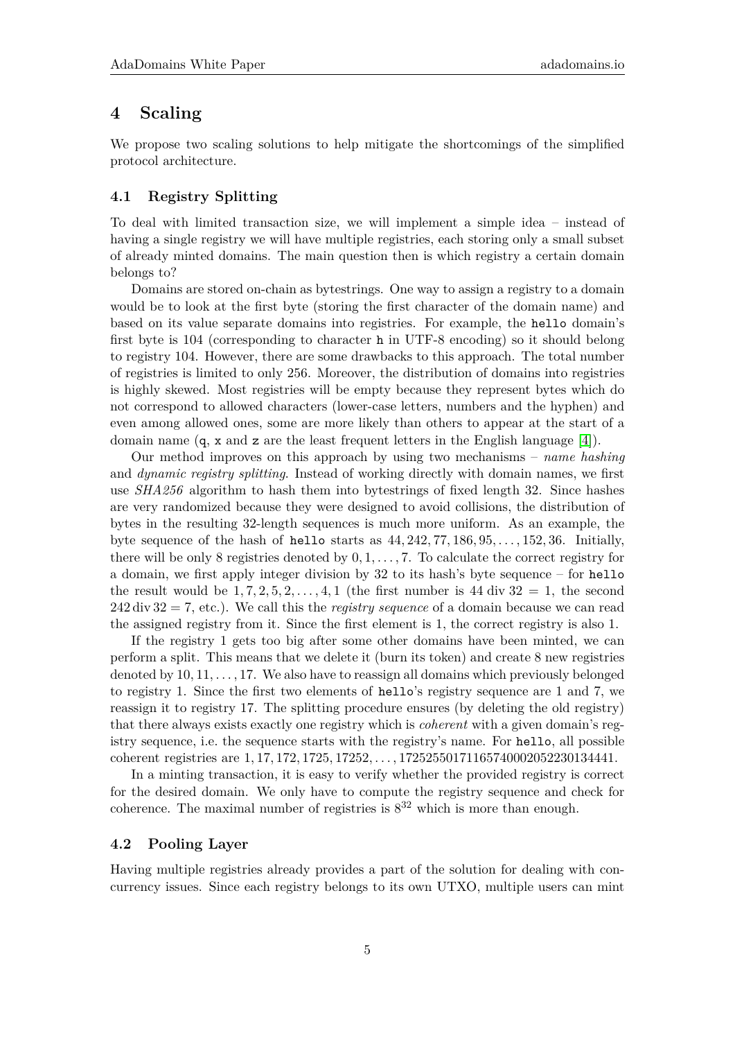## 4 Scaling

We propose two scaling solutions to help mitigate the shortcomings of the simplified protocol architecture.

### 4.1 Registry Splitting

To deal with limited transaction size, we will implement a simple idea – instead of having a single registry we will have multiple registries, each storing only a small subset of already minted domains. The main question then is which registry a certain domain belongs to?

Domains are stored on-chain as bytestrings. One way to assign a registry to a domain would be to look at the first byte (storing the first character of the domain name) and based on its value separate domains into registries. For example, the `hello` domain's first byte is 104 (corresponding to character `h` in UTF-8 encoding) so it should belong to registry 104. However, there are some drawbacks to this approach. The total number of registries is limited to only 256. Moreover, the distribution of domains into registries is highly skewed. Most registries will be empty because they represent bytes which do not correspond to allowed characters (lower-case letters, numbers and the hyphen) and even among allowed ones, some are more likely than others to appear at the start of a domain name (`q`, `x` and `z` are the least frequent letters in the English language [4]).

Our method improves on this approach by using two mechanisms – *name hashing* and *dynamic registry splitting*. Instead of working directly with domain names, we first use *SHA256* algorithm to hash them into bytestrings of fixed length 32. Since hashes are very randomized because they were designed to avoid collisions, the distribution of bytes in the resulting 32-length sequences is much more uniform. As an example, the byte sequence of the hash of `hello` starts as $44, 242, 77, 186, 95, \ldots, 152, 36$. Initially, there will be only 8 registries denoted by $0, 1, \ldots, 7$. To calculate the correct registry for a domain, we first apply integer division by 32 to its hash's byte sequence – for `hello` the result would be $1, 7, 2, 5, 2, \ldots, 4, 1$ (the first number is $44 \operatorname{div} 32 = 1$, the second $242 \operatorname{div} 32 = 7$, etc.). We call this the *registry sequence* of a domain because we can read the assigned registry from it. Since the first element is 1, the correct registry is also 1.

If the registry 1 gets too big after some other domains have been minted, we can perform a split. This means that we delete it (burn its token) and create 8 new registries denoted by $10, 11, \ldots, 17$. We also have to reassign all domains which previously belonged to registry 1. Since the first two elements of `hello`'s registry sequence are 1 and 7, we reassign it to registry 17. The splitting procedure ensures (by deleting the old registry) that there always exists exactly one registry which is *coherent* with a given domain's registry sequence, i.e. the sequence starts with the registry's name. For `hello`, all possible coherent registries are $1, 17, 172, 1725, 17252, \ldots, 17252550171165740002052230134441$.

In a minting transaction, it is easy to verify whether the provided registry is correct for the desired domain. We only have to compute the registry sequence and check for coherence. The maximal number of registries is $8^{32}$ which is more than enough.

### 4.2 Pooling Layer

Having multiple registries already provides a part of the solution for dealing with concurrency issues. Since each registry belongs to its own UTXO, multiple users can mint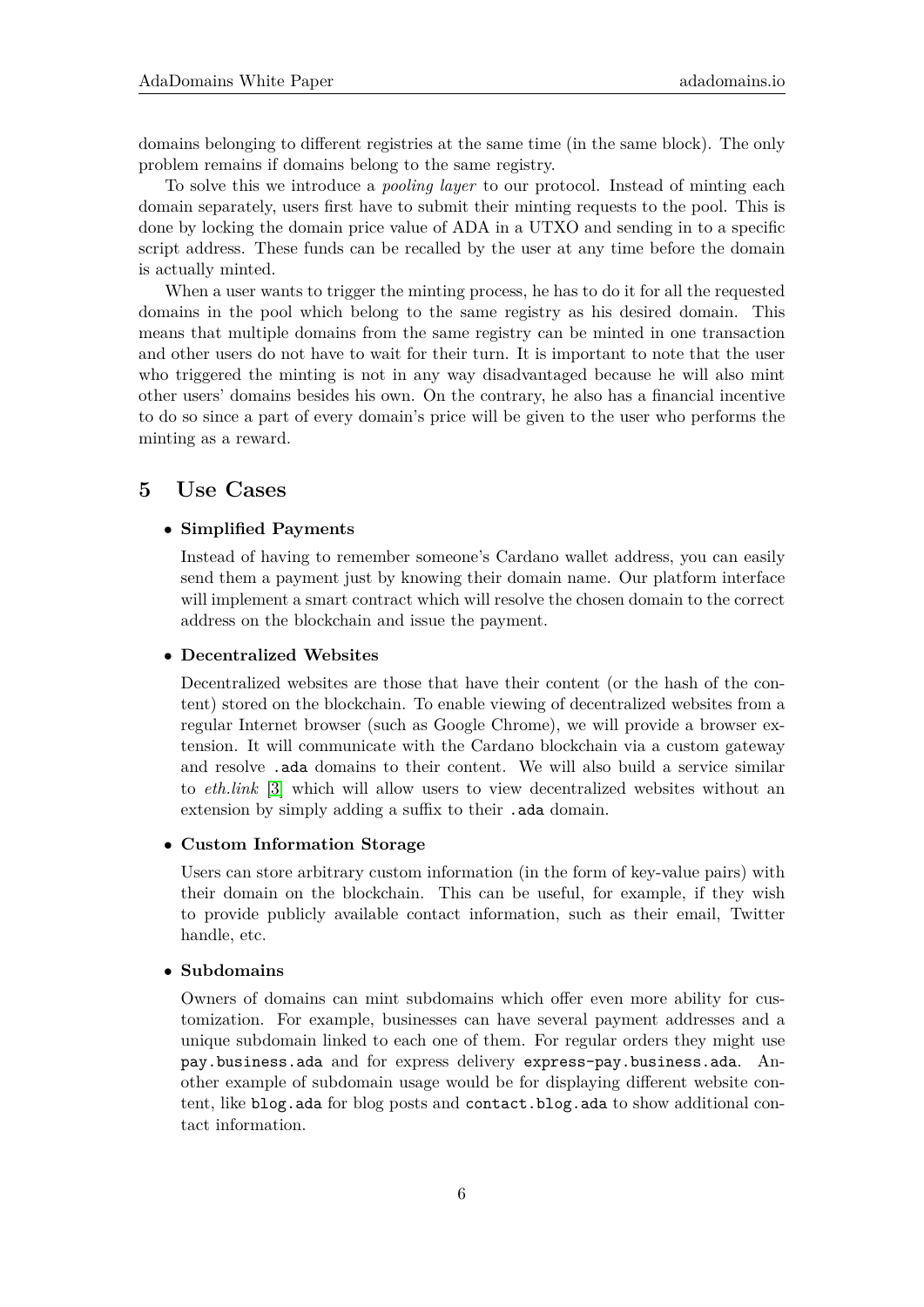domains belonging to different registries at the same time (in the same block). The only problem remains if domains belong to the same registry.

To solve this we introduce a *pooling layer* to our protocol. Instead of minting each domain separately, users first have to submit their minting requests to the pool. This is done by locking the domain price value of ADA in a UTXO and sending in to a specific script address. These funds can be recalled by the user at any time before the domain is actually minted.

When a user wants to trigger the minting process, he has to do it for all the requested domains in the pool which belong to the same registry as his desired domain. This means that multiple domains from the same registry can be minted in one transaction and other users do not have to wait for their turn. It is important to note that the user who triggered the minting is not in any way disadvantaged because he will also mint other users' domains besides his own. On the contrary, he also has a financial incentive to do so since a part of every domain's price will be given to the user who performs the minting as a reward.

## 5 Use Cases

- **Simplified Payments**

  Instead of having to remember someone's Cardano wallet address, you can easily send them a payment just by knowing their domain name. Our platform interface will implement a smart contract which will resolve the chosen domain to the correct address on the blockchain and issue the payment.

- **Decentralized Websites**

  Decentralized websites are those that have their content (or the hash of the content) stored on the blockchain. To enable viewing of decentralized websites from a regular Internet browser (such as Google Chrome), we will provide a browser extension. It will communicate with the Cardano blockchain via a custom gateway and resolve `.ada` domains to their content. We will also build a service similar to *eth.link* [3] which will allow users to view decentralized websites without an extension by simply adding a suffix to their `.ada` domain.

- **Custom Information Storage**

  Users can store arbitrary custom information (in the form of key-value pairs) with their domain on the blockchain. This can be useful, for example, if they wish to provide publicly available contact information, such as their email, Twitter handle, etc.

- **Subdomains**

  Owners of domains can mint subdomains which offer even more ability for customization. For example, businesses can have several payment addresses and a unique subdomain linked to each one of them. For regular orders they might use `pay.business.ada` and for express delivery `express-pay.business.ada`. Another example of subdomain usage would be for displaying different website content, like `blog.ada` for blog posts and `contact.blog.ada` to show additional contact information.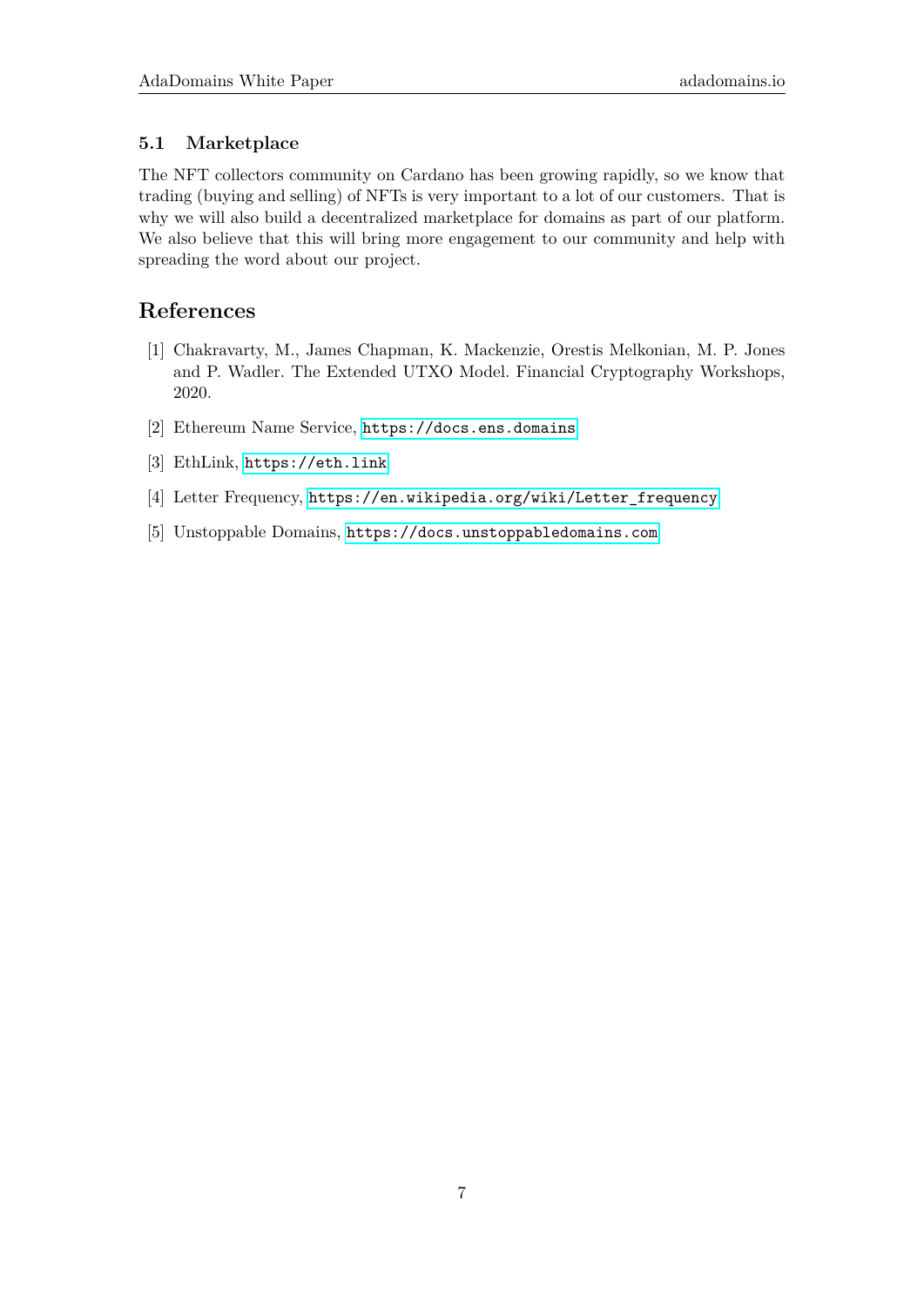### 5.1 Marketplace

The NFT collectors community on Cardano has been growing rapidly, so we know that trading (buying and selling) of NFTs is very important to a lot of our customers. That is why we will also build a decentralized marketplace for domains as part of our platform. We also believe that this will bring more engagement to our community and help with spreading the word about our project.

## References

[1] Chakravarty, M., James Chapman, K. Mackenzie, Orestis Melkonian, M. P. Jones and P. Wadler. The Extended UTXO Model. Financial Cryptography Workshops, 2020.

[2] Ethereum Name Service, https://docs.ens.domains

[3] EthLink, https://eth.link

[4] Letter Frequency, https://en.wikipedia.org/wiki/Letter_frequency

[5] Unstoppable Domains, https://docs.unstoppabledomains.com